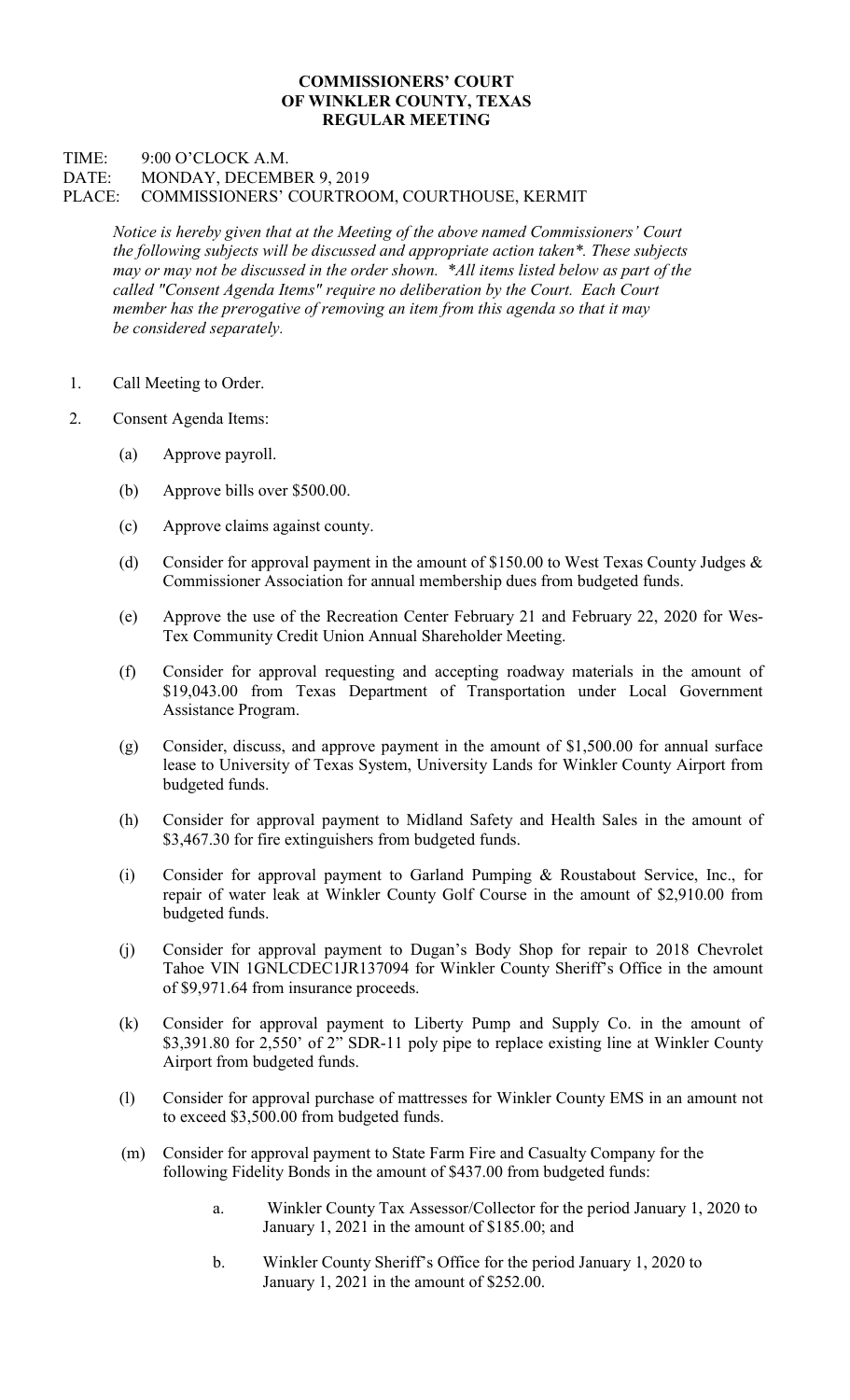**COMMISSIONERS' COURT**
**OF WINKLER COUNTY, TEXAS**
**REGULAR MEETING**

TIME: 9:00 O'CLOCK A.M.
DATE: MONDAY, DECEMBER 9, 2019
PLACE: COMMISSIONERS' COURTROOM, COURTHOUSE, KERMIT

*Notice is hereby given that at the Meeting of the above named Commissioners' Court the following subjects will be discussed and appropriate action taken*. These subjects may or may not be discussed in the order shown. *All items listed below as part of the called "Consent Agenda Items" require no deliberation by the Court. Each Court member has the prerogative of removing an item from this agenda so that it may be considered separately.*

1. Call Meeting to Order.

2. Consent Agenda Items:

   (a) Approve payroll.

   (b) Approve bills over $500.00.

   (c) Approve claims against county.

   (d) Consider for approval payment in the amount of $150.00 to West Texas County Judges & Commissioner Association for annual membership dues from budgeted funds.

   (e) Approve the use of the Recreation Center February 21 and February 22, 2020 for Wes-Tex Community Credit Union Annual Shareholder Meeting.

   (f) Consider for approval requesting and accepting roadway materials in the amount of $19,043.00 from Texas Department of Transportation under Local Government Assistance Program.

   (g) Consider, discuss, and approve payment in the amount of $1,500.00 for annual surface lease to University of Texas System, University Lands for Winkler County Airport from budgeted funds.

   (h) Consider for approval payment to Midland Safety and Health Sales in the amount of $3,467.30 for fire extinguishers from budgeted funds.

   (i) Consider for approval payment to Garland Pumping & Roustabout Service, Inc., for repair of water leak at Winkler County Golf Course in the amount of $2,910.00 from budgeted funds.

   (j) Consider for approval payment to Dugan's Body Shop for repair to 2018 Chevrolet Tahoe VIN 1GNLCDEC1JR137094 for Winkler County Sheriff's Office in the amount of $9,971.64 from insurance proceeds.

   (k) Consider for approval payment to Liberty Pump and Supply Co. in the amount of $3,391.80 for 2,550' of 2" SDR-11 poly pipe to replace existing line at Winkler County Airport from budgeted funds.

   (l) Consider for approval purchase of mattresses for Winkler County EMS in an amount not to exceed $3,500.00 from budgeted funds.

   (m) Consider for approval payment to State Farm Fire and Casualty Company for the following Fidelity Bonds in the amount of $437.00 from budgeted funds:

      a. Winkler County Tax Assessor/Collector for the period January 1, 2020 to January 1, 2021 in the amount of $185.00; and

      b. Winkler County Sheriff's Office for the period January 1, 2020 to January 1, 2021 in the amount of $252.00.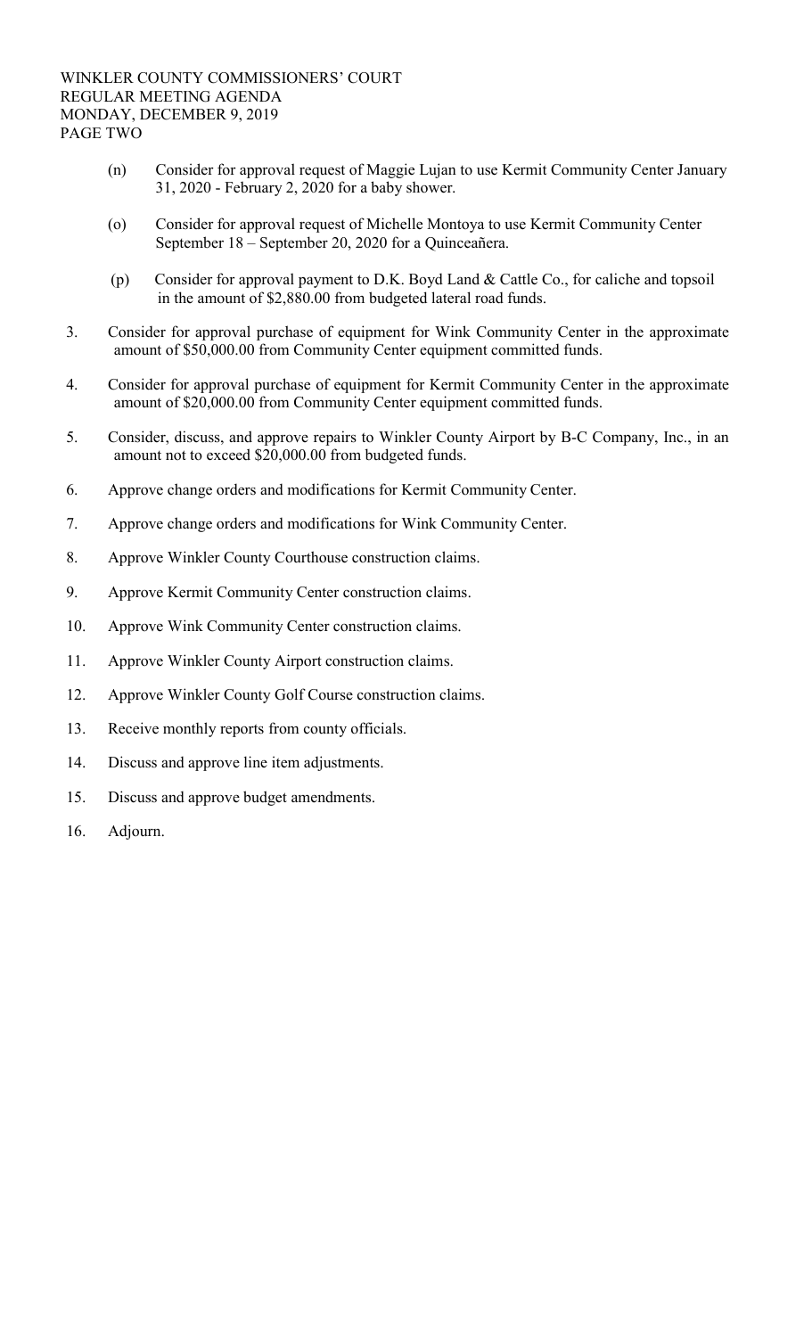(n) Consider for approval request of Maggie Lujan to use Kermit Community Center January 31, 2020 - February 2, 2020 for a baby shower.

(o) Consider for approval request of Michelle Montoya to use Kermit Community Center September 18 – September 20, 2020 for a Quinceañera.

(p) Consider for approval payment to D.K. Boyd Land & Cattle Co., for caliche and topsoil in the amount of $2,880.00 from budgeted lateral road funds.

3. Consider for approval purchase of equipment for Wink Community Center in the approximate amount of $50,000.00 from Community Center equipment committed funds.

4. Consider for approval purchase of equipment for Kermit Community Center in the approximate amount of $20,000.00 from Community Center equipment committed funds.

5. Consider, discuss, and approve repairs to Winkler County Airport by B-C Company, Inc., in an amount not to exceed $20,000.00 from budgeted funds.

6. Approve change orders and modifications for Kermit Community Center.

7. Approve change orders and modifications for Wink Community Center.

8. Approve Winkler County Courthouse construction claims.

9. Approve Kermit Community Center construction claims.

10. Approve Wink Community Center construction claims.

11. Approve Winkler County Airport construction claims.

12. Approve Winkler County Golf Course construction claims.

13. Receive monthly reports from county officials.

14. Discuss and approve line item adjustments.

15. Discuss and approve budget amendments.

16. Adjourn.